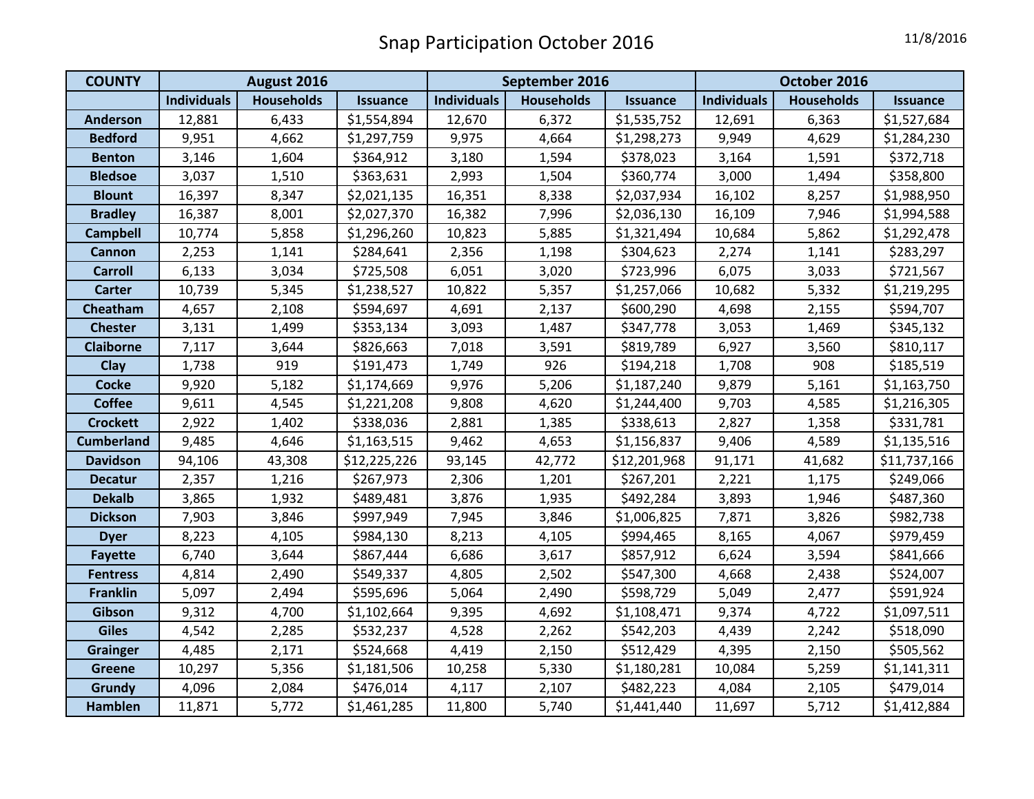# Snap Participation October 2016

11/8/2016

| COUNTY | August 2016 | | | September 2016 | | | October 2016 | | |
|---|---|---|---|---|---|---|---|---|---|
| | Individuals | Households | Issuance | Individuals | Households | Issuance | Individuals | Households | Issuance |
| Anderson | 12,881 | 6,433 | $1,554,894 | 12,670 | 6,372 | $1,535,752 | 12,691 | 6,363 | $1,527,684 |
| Bedford | 9,951 | 4,662 | $1,297,759 | 9,975 | 4,664 | $1,298,273 | 9,949 | 4,629 | $1,284,230 |
| Benton | 3,146 | 1,604 | $364,912 | 3,180 | 1,594 | $378,023 | 3,164 | 1,591 | $372,718 |
| Bledsoe | 3,037 | 1,510 | $363,631 | 2,993 | 1,504 | $360,774 | 3,000 | 1,494 | $358,800 |
| Blount | 16,397 | 8,347 | $2,021,135 | 16,351 | 8,338 | $2,037,934 | 16,102 | 8,257 | $1,988,950 |
| Bradley | 16,387 | 8,001 | $2,027,370 | 16,382 | 7,996 | $2,036,130 | 16,109 | 7,946 | $1,994,588 |
| Campbell | 10,774 | 5,858 | $1,296,260 | 10,823 | 5,885 | $1,321,494 | 10,684 | 5,862 | $1,292,478 |
| Cannon | 2,253 | 1,141 | $284,641 | 2,356 | 1,198 | $304,623 | 2,274 | 1,141 | $283,297 |
| Carroll | 6,133 | 3,034 | $725,508 | 6,051 | 3,020 | $723,996 | 6,075 | 3,033 | $721,567 |
| Carter | 10,739 | 5,345 | $1,238,527 | 10,822 | 5,357 | $1,257,066 | 10,682 | 5,332 | $1,219,295 |
| Cheatham | 4,657 | 2,108 | $594,697 | 4,691 | 2,137 | $600,290 | 4,698 | 2,155 | $594,707 |
| Chester | 3,131 | 1,499 | $353,134 | 3,093 | 1,487 | $347,778 | 3,053 | 1,469 | $345,132 |
| Claiborne | 7,117 | 3,644 | $826,663 | 7,018 | 3,591 | $819,789 | 6,927 | 3,560 | $810,117 |
| Clay | 1,738 | 919 | $191,473 | 1,749 | 926 | $194,218 | 1,708 | 908 | $185,519 |
| Cocke | 9,920 | 5,182 | $1,174,669 | 9,976 | 5,206 | $1,187,240 | 9,879 | 5,161 | $1,163,750 |
| Coffee | 9,611 | 4,545 | $1,221,208 | 9,808 | 4,620 | $1,244,400 | 9,703 | 4,585 | $1,216,305 |
| Crockett | 2,922 | 1,402 | $338,036 | 2,881 | 1,385 | $338,613 | 2,827 | 1,358 | $331,781 |
| Cumberland | 9,485 | 4,646 | $1,163,515 | 9,462 | 4,653 | $1,156,837 | 9,406 | 4,589 | $1,135,516 |
| Davidson | 94,106 | 43,308 | $12,225,226 | 93,145 | 42,772 | $12,201,968 | 91,171 | 41,682 | $11,737,166 |
| Decatur | 2,357 | 1,216 | $267,973 | 2,306 | 1,201 | $267,201 | 2,221 | 1,175 | $249,066 |
| Dekalb | 3,865 | 1,932 | $489,481 | 3,876 | 1,935 | $492,284 | 3,893 | 1,946 | $487,360 |
| Dickson | 7,903 | 3,846 | $997,949 | 7,945 | 3,846 | $1,006,825 | 7,871 | 3,826 | $982,738 |
| Dyer | 8,223 | 4,105 | $984,130 | 8,213 | 4,105 | $994,465 | 8,165 | 4,067 | $979,459 |
| Fayette | 6,740 | 3,644 | $867,444 | 6,686 | 3,617 | $857,912 | 6,624 | 3,594 | $841,666 |
| Fentress | 4,814 | 2,490 | $549,337 | 4,805 | 2,502 | $547,300 | 4,668 | 2,438 | $524,007 |
| Franklin | 5,097 | 2,494 | $595,696 | 5,064 | 2,490 | $598,729 | 5,049 | 2,477 | $591,924 |
| Gibson | 9,312 | 4,700 | $1,102,664 | 9,395 | 4,692 | $1,108,471 | 9,374 | 4,722 | $1,097,511 |
| Giles | 4,542 | 2,285 | $532,237 | 4,528 | 2,262 | $542,203 | 4,439 | 2,242 | $518,090 |
| Grainger | 4,485 | 2,171 | $524,668 | 4,419 | 2,150 | $512,429 | 4,395 | 2,150 | $505,562 |
| Greene | 10,297 | 5,356 | $1,181,506 | 10,258 | 5,330 | $1,180,281 | 10,084 | 5,259 | $1,141,311 |
| Grundy | 4,096 | 2,084 | $476,014 | 4,117 | 2,107 | $482,223 | 4,084 | 2,105 | $479,014 |
| Hamblen | 11,871 | 5,772 | $1,461,285 | 11,800 | 5,740 | $1,441,440 | 11,697 | 5,712 | $1,412,884 |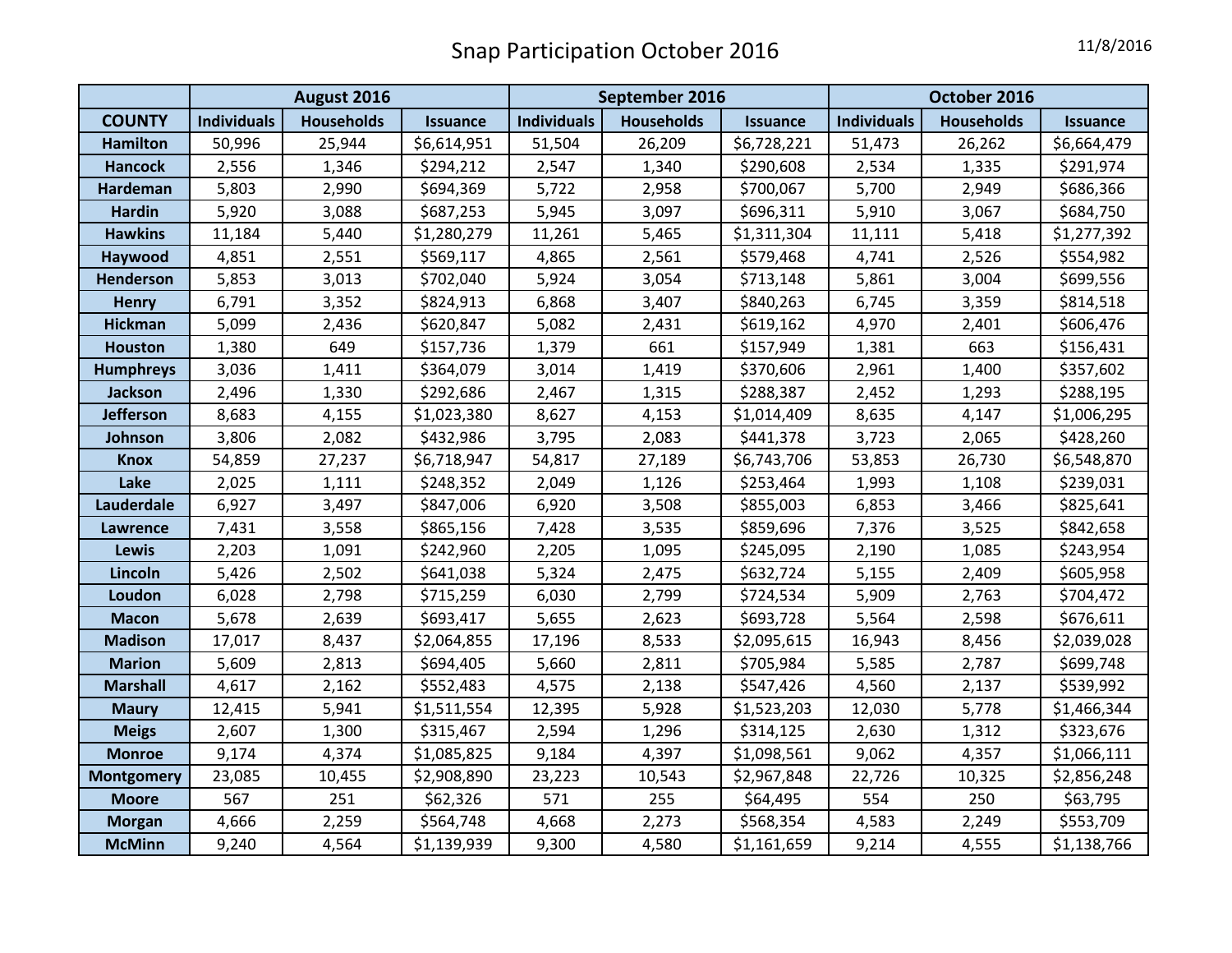# Snap Participation October 2016

11/8/2016

| | August 2016 | | | September 2016 | | | October 2016 | | |
|---|---|---|---|---|---|---|---|---|---|
| **COUNTY** | **Individuals** | **Households** | **Issuance** | **Individuals** | **Households** | **Issuance** | **Individuals** | **Households** | **Issuance** |
| **Hamilton** | 50,996 | 25,944 | $6,614,951 | 51,504 | 26,209 | $6,728,221 | 51,473 | 26,262 | $6,664,479 |
| **Hancock** | 2,556 | 1,346 | $294,212 | 2,547 | 1,340 | $290,608 | 2,534 | 1,335 | $291,974 |
| **Hardeman** | 5,803 | 2,990 | $694,369 | 5,722 | 2,958 | $700,067 | 5,700 | 2,949 | $686,366 |
| **Hardin** | 5,920 | 3,088 | $687,253 | 5,945 | 3,097 | $696,311 | 5,910 | 3,067 | $684,750 |
| **Hawkins** | 11,184 | 5,440 | $1,280,279 | 11,261 | 5,465 | $1,311,304 | 11,111 | 5,418 | $1,277,392 |
| **Haywood** | 4,851 | 2,551 | $569,117 | 4,865 | 2,561 | $579,468 | 4,741 | 2,526 | $554,982 |
| **Henderson** | 5,853 | 3,013 | $702,040 | 5,924 | 3,054 | $713,148 | 5,861 | 3,004 | $699,556 |
| **Henry** | 6,791 | 3,352 | $824,913 | 6,868 | 3,407 | $840,263 | 6,745 | 3,359 | $814,518 |
| **Hickman** | 5,099 | 2,436 | $620,847 | 5,082 | 2,431 | $619,162 | 4,970 | 2,401 | $606,476 |
| **Houston** | 1,380 | 649 | $157,736 | 1,379 | 661 | $157,949 | 1,381 | 663 | $156,431 |
| **Humphreys** | 3,036 | 1,411 | $364,079 | 3,014 | 1,419 | $370,606 | 2,961 | 1,400 | $357,602 |
| **Jackson** | 2,496 | 1,330 | $292,686 | 2,467 | 1,315 | $288,387 | 2,452 | 1,293 | $288,195 |
| **Jefferson** | 8,683 | 4,155 | $1,023,380 | 8,627 | 4,153 | $1,014,409 | 8,635 | 4,147 | $1,006,295 |
| **Johnson** | 3,806 | 2,082 | $432,986 | 3,795 | 2,083 | $441,378 | 3,723 | 2,065 | $428,260 |
| **Knox** | 54,859 | 27,237 | $6,718,947 | 54,817 | 27,189 | $6,743,706 | 53,853 | 26,730 | $6,548,870 |
| **Lake** | 2,025 | 1,111 | $248,352 | 2,049 | 1,126 | $253,464 | 1,993 | 1,108 | $239,031 |
| **Lauderdale** | 6,927 | 3,497 | $847,006 | 6,920 | 3,508 | $855,003 | 6,853 | 3,466 | $825,641 |
| **Lawrence** | 7,431 | 3,558 | $865,156 | 7,428 | 3,535 | $859,696 | 7,376 | 3,525 | $842,658 |
| **Lewis** | 2,203 | 1,091 | $242,960 | 2,205 | 1,095 | $245,095 | 2,190 | 1,085 | $243,954 |
| **Lincoln** | 5,426 | 2,502 | $641,038 | 5,324 | 2,475 | $632,724 | 5,155 | 2,409 | $605,958 |
| **Loudon** | 6,028 | 2,798 | $715,259 | 6,030 | 2,799 | $724,534 | 5,909 | 2,763 | $704,472 |
| **Macon** | 5,678 | 2,639 | $693,417 | 5,655 | 2,623 | $693,728 | 5,564 | 2,598 | $676,611 |
| **Madison** | 17,017 | 8,437 | $2,064,855 | 17,196 | 8,533 | $2,095,615 | 16,943 | 8,456 | $2,039,028 |
| **Marion** | 5,609 | 2,813 | $694,405 | 5,660 | 2,811 | $705,984 | 5,585 | 2,787 | $699,748 |
| **Marshall** | 4,617 | 2,162 | $552,483 | 4,575 | 2,138 | $547,426 | 4,560 | 2,137 | $539,992 |
| **Maury** | 12,415 | 5,941 | $1,511,554 | 12,395 | 5,928 | $1,523,203 | 12,030 | 5,778 | $1,466,344 |
| **Meigs** | 2,607 | 1,300 | $315,467 | 2,594 | 1,296 | $314,125 | 2,630 | 1,312 | $323,676 |
| **Monroe** | 9,174 | 4,374 | $1,085,825 | 9,184 | 4,397 | $1,098,561 | 9,062 | 4,357 | $1,066,111 |
| **Montgomery** | 23,085 | 10,455 | $2,908,890 | 23,223 | 10,543 | $2,967,848 | 22,726 | 10,325 | $2,856,248 |
| **Moore** | 567 | 251 | $62,326 | 571 | 255 | $64,495 | 554 | 250 | $63,795 |
| **Morgan** | 4,666 | 2,259 | $564,748 | 4,668 | 2,273 | $568,354 | 4,583 | 2,249 | $553,709 |
| **McMinn** | 9,240 | 4,564 | $1,139,939 | 9,300 | 4,580 | $1,161,659 | 9,214 | 4,555 | $1,138,766 |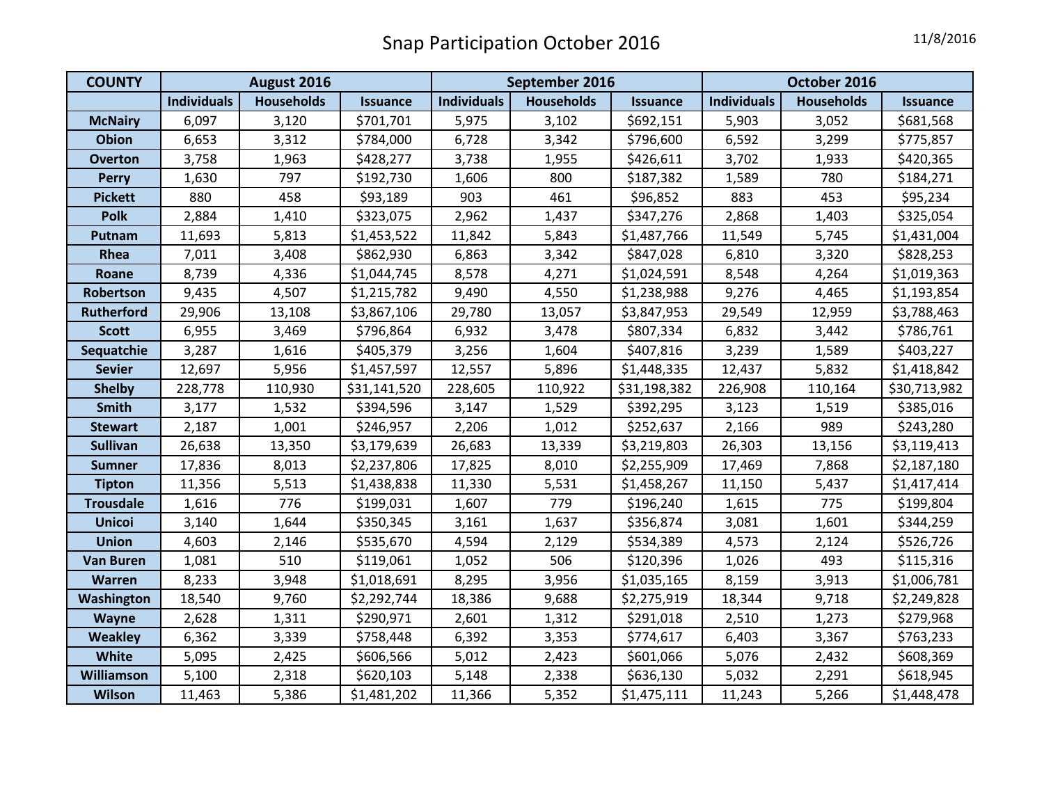# Snap Participation October 2016

11/8/2016

| COUNTY | August 2016 | | | September 2016 | | | October 2016 | | |
|---|---|---|---|---|---|---|---|---|---|
| | Individuals | Households | Issuance | Individuals | Households | Issuance | Individuals | Households | Issuance |
| McNairy | 6,097 | 3,120 | $701,701 | 5,975 | 3,102 | $692,151 | 5,903 | 3,052 | $681,568 |
| Obion | 6,653 | 3,312 | $784,000 | 6,728 | 3,342 | $796,600 | 6,592 | 3,299 | $775,857 |
| Overton | 3,758 | 1,963 | $428,277 | 3,738 | 1,955 | $426,611 | 3,702 | 1,933 | $420,365 |
| Perry | 1,630 | 797 | $192,730 | 1,606 | 800 | $187,382 | 1,589 | 780 | $184,271 |
| Pickett | 880 | 458 | $93,189 | 903 | 461 | $96,852 | 883 | 453 | $95,234 |
| Polk | 2,884 | 1,410 | $323,075 | 2,962 | 1,437 | $347,276 | 2,868 | 1,403 | $325,054 |
| Putnam | 11,693 | 5,813 | $1,453,522 | 11,842 | 5,843 | $1,487,766 | 11,549 | 5,745 | $1,431,004 |
| Rhea | 7,011 | 3,408 | $862,930 | 6,863 | 3,342 | $847,028 | 6,810 | 3,320 | $828,253 |
| Roane | 8,739 | 4,336 | $1,044,745 | 8,578 | 4,271 | $1,024,591 | 8,548 | 4,264 | $1,019,363 |
| Robertson | 9,435 | 4,507 | $1,215,782 | 9,490 | 4,550 | $1,238,988 | 9,276 | 4,465 | $1,193,854 |
| Rutherford | 29,906 | 13,108 | $3,867,106 | 29,780 | 13,057 | $3,847,953 | 29,549 | 12,959 | $3,788,463 |
| Scott | 6,955 | 3,469 | $796,864 | 6,932 | 3,478 | $807,334 | 6,832 | 3,442 | $786,761 |
| Sequatchie | 3,287 | 1,616 | $405,379 | 3,256 | 1,604 | $407,816 | 3,239 | 1,589 | $403,227 |
| Sevier | 12,697 | 5,956 | $1,457,597 | 12,557 | 5,896 | $1,448,335 | 12,437 | 5,832 | $1,418,842 |
| Shelby | 228,778 | 110,930 | $31,141,520 | 228,605 | 110,922 | $31,198,382 | 226,908 | 110,164 | $30,713,982 |
| Smith | 3,177 | 1,532 | $394,596 | 3,147 | 1,529 | $392,295 | 3,123 | 1,519 | $385,016 |
| Stewart | 2,187 | 1,001 | $246,957 | 2,206 | 1,012 | $252,637 | 2,166 | 989 | $243,280 |
| Sullivan | 26,638 | 13,350 | $3,179,639 | 26,683 | 13,339 | $3,219,803 | 26,303 | 13,156 | $3,119,413 |
| Sumner | 17,836 | 8,013 | $2,237,806 | 17,825 | 8,010 | $2,255,909 | 17,469 | 7,868 | $2,187,180 |
| Tipton | 11,356 | 5,513 | $1,438,838 | 11,330 | 5,531 | $1,458,267 | 11,150 | 5,437 | $1,417,414 |
| Trousdale | 1,616 | 776 | $199,031 | 1,607 | 779 | $196,240 | 1,615 | 775 | $199,804 |
| Unicoi | 3,140 | 1,644 | $350,345 | 3,161 | 1,637 | $356,874 | 3,081 | 1,601 | $344,259 |
| Union | 4,603 | 2,146 | $535,670 | 4,594 | 2,129 | $534,389 | 4,573 | 2,124 | $526,726 |
| Van Buren | 1,081 | 510 | $119,061 | 1,052 | 506 | $120,396 | 1,026 | 493 | $115,316 |
| Warren | 8,233 | 3,948 | $1,018,691 | 8,295 | 3,956 | $1,035,165 | 8,159 | 3,913 | $1,006,781 |
| Washington | 18,540 | 9,760 | $2,292,744 | 18,386 | 9,688 | $2,275,919 | 18,344 | 9,718 | $2,249,828 |
| Wayne | 2,628 | 1,311 | $290,971 | 2,601 | 1,312 | $291,018 | 2,510 | 1,273 | $279,968 |
| Weakley | 6,362 | 3,339 | $758,448 | 6,392 | 3,353 | $774,617 | 6,403 | 3,367 | $763,233 |
| White | 5,095 | 2,425 | $606,566 | 5,012 | 2,423 | $601,066 | 5,076 | 2,432 | $608,369 |
| Williamson | 5,100 | 2,318 | $620,103 | 5,148 | 2,338 | $636,130 | 5,032 | 2,291 | $618,945 |
| Wilson | 11,463 | 5,386 | $1,481,202 | 11,366 | 5,352 | $1,475,111 | 11,243 | 5,266 | $1,448,478 |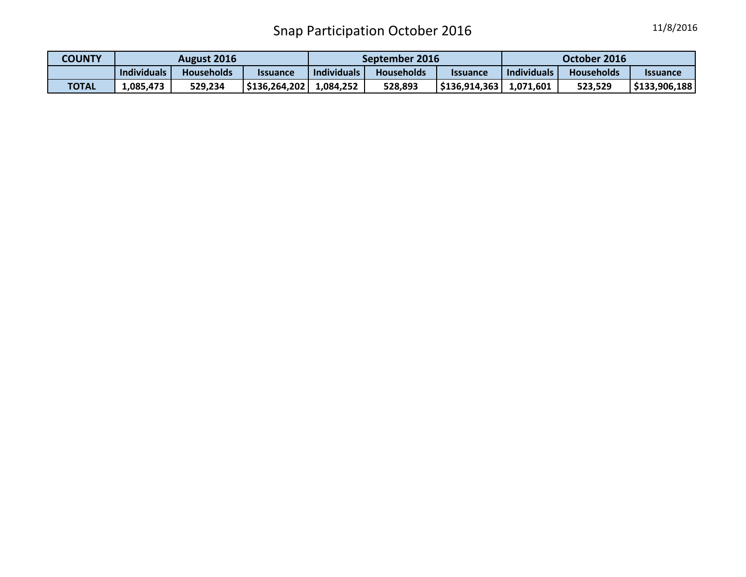# Snap Participation October 2016

11/8/2016

| COUNTY | August 2016 | | | September 2016 | | | October 2016 | | |
|---|---|---|---|---|---|---|---|---|---|
| | Individuals | Households | Issuance | Individuals | Households | Issuance | Individuals | Households | Issuance |
| TOTAL | 1,085,473 | 529,234 | $136,264,202 | 1,084,252 | 528,893 | $136,914,363 | 1,071,601 | 523,529 | $133,906,188 |